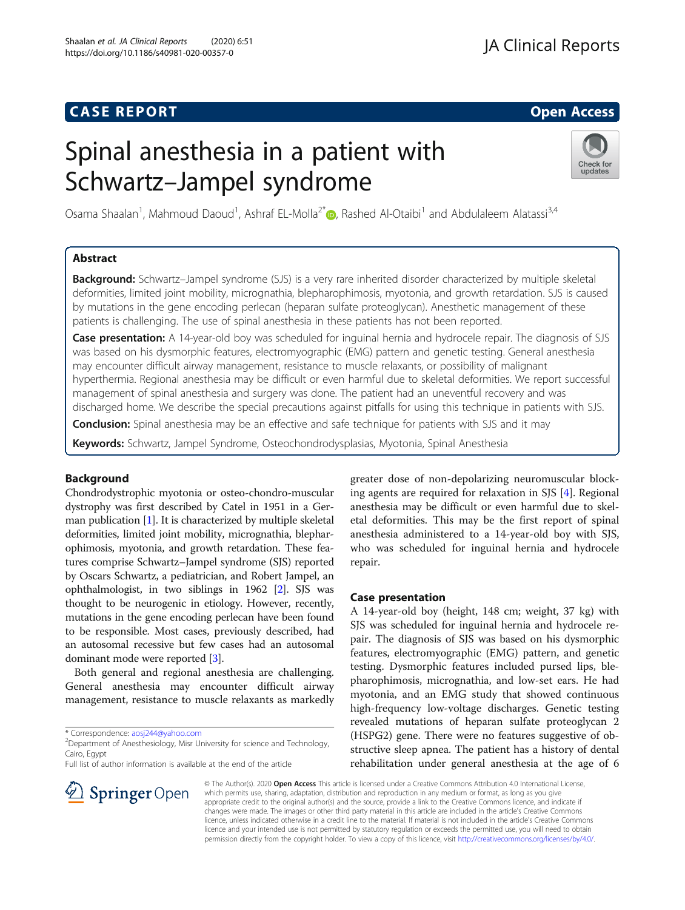CASE REPORT

Open Access

# Spinal anesthesia in a patient with Schwartz–Jampel syndrome

Osama Shaalan[1], Mahmoud Daoud[1], Ashraf EL-Molla[2*], Rashed Al-Otaibi[1] and Abdulaleem Alatassi[3,4]

## Abstract

**Background:** Schwartz–Jampel syndrome (SJS) is a very rare inherited disorder characterized by multiple skeletal deformities, limited joint mobility, micrognathia, blepharophimosis, myotonia, and growth retardation. SJS is caused by mutations in the gene encoding perlecan (heparan sulfate proteoglycan). Anesthetic management of these patients is challenging. The use of spinal anesthesia in these patients has not been reported.

**Case presentation:** A 14-year-old boy was scheduled for inguinal hernia and hydrocele repair. The diagnosis of SJS was based on his dysmorphic features, electromyographic (EMG) pattern and genetic testing. General anesthesia may encounter difficult airway management, resistance to muscle relaxants, or possibility of malignant hyperthermia. Regional anesthesia may be difficult or even harmful due to skeletal deformities. We report successful management of spinal anesthesia and surgery was done. The patient had an uneventful recovery and was discharged home. We describe the special precautions against pitfalls for using this technique in patients with SJS.

**Conclusion:** Spinal anesthesia may be an effective and safe technique for patients with SJS and it may

**Keywords:** Schwartz, Jampel Syndrome, Osteochondrodysplasias, Myotonia, Spinal Anesthesia

## Background

Chondrodystrophic myotonia or osteo-chondro-muscular dystrophy was first described by Catel in 1951 in a German publication [1]. It is characterized by multiple skeletal deformities, limited joint mobility, micrognathia, blepharophimosis, myotonia, and growth retardation. These features comprise Schwartz–Jampel syndrome (SJS) reported by Oscars Schwartz, a pediatrician, and Robert Jampel, an ophthalmologist, in two siblings in 1962 [2]. SJS was thought to be neurogenic in etiology. However, recently, mutations in the gene encoding perlecan have been found to be responsible. Most cases, previously described, had an autosomal recessive but few cases had an autosomal dominant mode were reported [3].

Both general and regional anesthesia are challenging. General anesthesia may encounter difficult airway management, resistance to muscle relaxants as markedly greater dose of non-depolarizing neuromuscular blocking agents are required for relaxation in SJS [4]. Regional anesthesia may be difficult or even harmful due to skeletal deformities. This may be the first report of spinal anesthesia administered to a 14-year-old boy with SJS, who was scheduled for inguinal hernia and hydrocele repair.

## Case presentation

A 14-year-old boy (height, 148 cm; weight, 37 kg) with SJS was scheduled for inguinal hernia and hydrocele repair. The diagnosis of SJS was based on his dysmorphic features, electromyographic (EMG) pattern, and genetic testing. Dysmorphic features included pursed lips, blepharophimosis, micrognathia, and low-set ears. He had myotonia, and an EMG study that showed continuous high-frequency low-voltage discharges. Genetic testing revealed mutations of heparan sulfate proteoglycan 2 (HSPG2) gene. There were no features suggestive of obstructive sleep apnea. The patient has a history of dental rehabilitation under general anesthesia at the age of 6

* Correspondence: aosj244@yahoo.com
[2]Department of Anesthesiology, Misr University for science and Technology, Cairo, Egypt
Full list of author information is available at the end of the article

© The Author(s). 2020 **Open Access** This article is licensed under a Creative Commons Attribution 4.0 International License, which permits use, sharing, adaptation, distribution and reproduction in any medium or format, as long as you give appropriate credit to the original author(s) and the source, provide a link to the Creative Commons licence, and indicate if changes were made. The images or other third party material in this article are included in the article's Creative Commons licence, unless indicated otherwise in a credit line to the material. If material is not included in the article's Creative Commons licence and your intended use is not permitted by statutory regulation or exceeds the permitted use, you will need to obtain permission directly from the copyright holder. To view a copy of this licence, visit http://creativecommons.org/licenses/by/4.0/.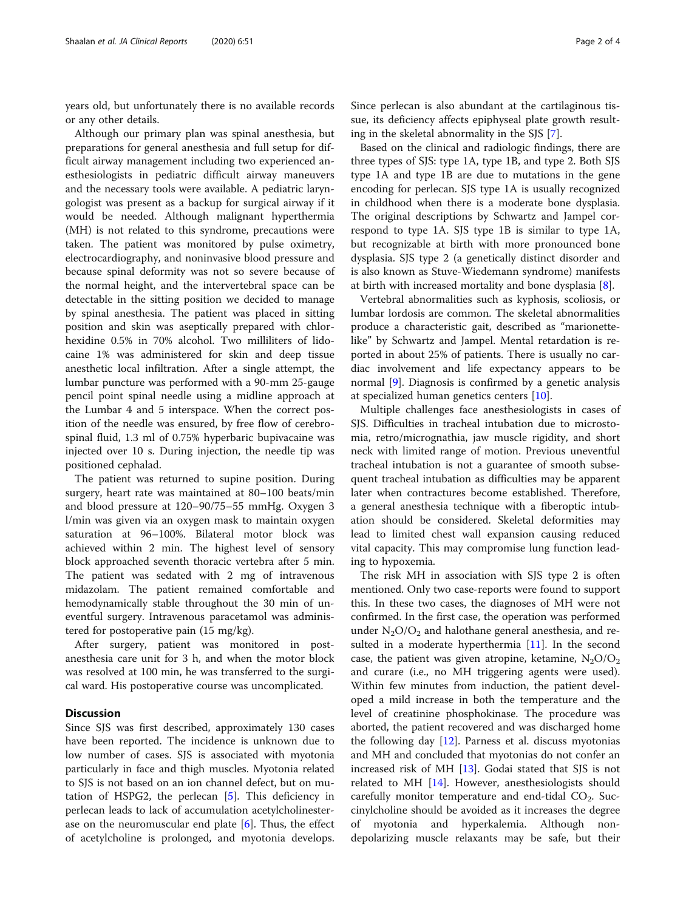years old, but unfortunately there is no available records or any other details.

Although our primary plan was spinal anesthesia, but preparations for general anesthesia and full setup for difficult airway management including two experienced anesthesiologists in pediatric difficult airway maneuvers and the necessary tools were available. A pediatric laryngologist was present as a backup for surgical airway if it would be needed. Although malignant hyperthermia (MH) is not related to this syndrome, precautions were taken. The patient was monitored by pulse oximetry, electrocardiography, and noninvasive blood pressure and because spinal deformity was not so severe because of the normal height, and the intervertebral space can be detectable in the sitting position we decided to manage by spinal anesthesia. The patient was placed in sitting position and skin was aseptically prepared with chlorhexidine 0.5% in 70% alcohol. Two milliliters of lidocaine 1% was administered for skin and deep tissue anesthetic local infiltration. After a single attempt, the lumbar puncture was performed with a 90-mm 25-gauge pencil point spinal needle using a midline approach at the Lumbar 4 and 5 interspace. When the correct position of the needle was ensured, by free flow of cerebrospinal fluid, 1.3 ml of 0.75% hyperbaric bupivacaine was injected over 10 s. During injection, the needle tip was positioned cephalad.

The patient was returned to supine position. During surgery, heart rate was maintained at 80–100 beats/min and blood pressure at 120–90/75–55 mmHg. Oxygen 3 l/min was given via an oxygen mask to maintain oxygen saturation at 96–100%. Bilateral motor block was achieved within 2 min. The highest level of sensory block approached seventh thoracic vertebra after 5 min. The patient was sedated with 2 mg of intravenous midazolam. The patient remained comfortable and hemodynamically stable throughout the 30 min of uneventful surgery. Intravenous paracetamol was administered for postoperative pain (15 mg/kg).

After surgery, patient was monitored in post-anesthesia care unit for 3 h, and when the motor block was resolved at 100 min, he was transferred to the surgical ward. His postoperative course was uncomplicated.

## Discussion

Since SJS was first described, approximately 130 cases have been reported. The incidence is unknown due to low number of cases. SJS is associated with myotonia particularly in face and thigh muscles. Myotonia related to SJS is not based on an ion channel defect, but on mutation of HSPG2, the perlecan [5]. This deficiency in perlecan leads to lack of accumulation acetylcholinesterase on the neuromuscular end plate [6]. Thus, the effect of acetylcholine is prolonged, and myotonia develops. Since perlecan is also abundant at the cartilaginous tissue, its deficiency affects epiphyseal plate growth resulting in the skeletal abnormality in the SJS [7].

Based on the clinical and radiologic findings, there are three types of SJS: type 1A, type 1B, and type 2. Both SJS type 1A and type 1B are due to mutations in the gene encoding for perlecan. SJS type 1A is usually recognized in childhood when there is a moderate bone dysplasia. The original descriptions by Schwartz and Jampel correspond to type 1A. SJS type 1B is similar to type 1A, but recognizable at birth with more pronounced bone dysplasia. SJS type 2 (a genetically distinct disorder and is also known as Stuve-Wiedemann syndrome) manifests at birth with increased mortality and bone dysplasia [8].

Vertebral abnormalities such as kyphosis, scoliosis, or lumbar lordosis are common. The skeletal abnormalities produce a characteristic gait, described as "marionette-like" by Schwartz and Jampel. Mental retardation is reported in about 25% of patients. There is usually no cardiac involvement and life expectancy appears to be normal [9]. Diagnosis is confirmed by a genetic analysis at specialized human genetics centers [10].

Multiple challenges face anesthesiologists in cases of SJS. Difficulties in tracheal intubation due to microstomia, retro/micrognathia, jaw muscle rigidity, and short neck with limited range of motion. Previous uneventful tracheal intubation is not a guarantee of smooth subsequent tracheal intubation as difficulties may be apparent later when contractures become established. Therefore, a general anesthesia technique with a fiberoptic intubation should be considered. Skeletal deformities may lead to limited chest wall expansion causing reduced vital capacity. This may compromise lung function leading to hypoxemia.

The risk MH in association with SJS type 2 is often mentioned. Only two case-reports were found to support this. In these two cases, the diagnoses of MH were not confirmed. In the first case, the operation was performed under $N_2O/O_2$ and halothane general anesthesia, and resulted in a moderate hyperthermia [11]. In the second case, the patient was given atropine, ketamine, $N_2O/O_2$ and curare (i.e., no MH triggering agents were used). Within few minutes from induction, the patient developed a mild increase in both the temperature and the level of creatinine phosphokinase. The procedure was aborted, the patient recovered and was discharged home the following day [12]. Parness et al. discuss myotonias and MH and concluded that myotonias do not confer an increased risk of MH [13]. Godai stated that SJS is not related to MH [14]. However, anesthesiologists should carefully monitor temperature and end-tidal $CO_2$. Succinylcholine should be avoided as it increases the degree of myotonia and hyperkalemia. Although non-depolarizing muscle relaxants may be safe, but their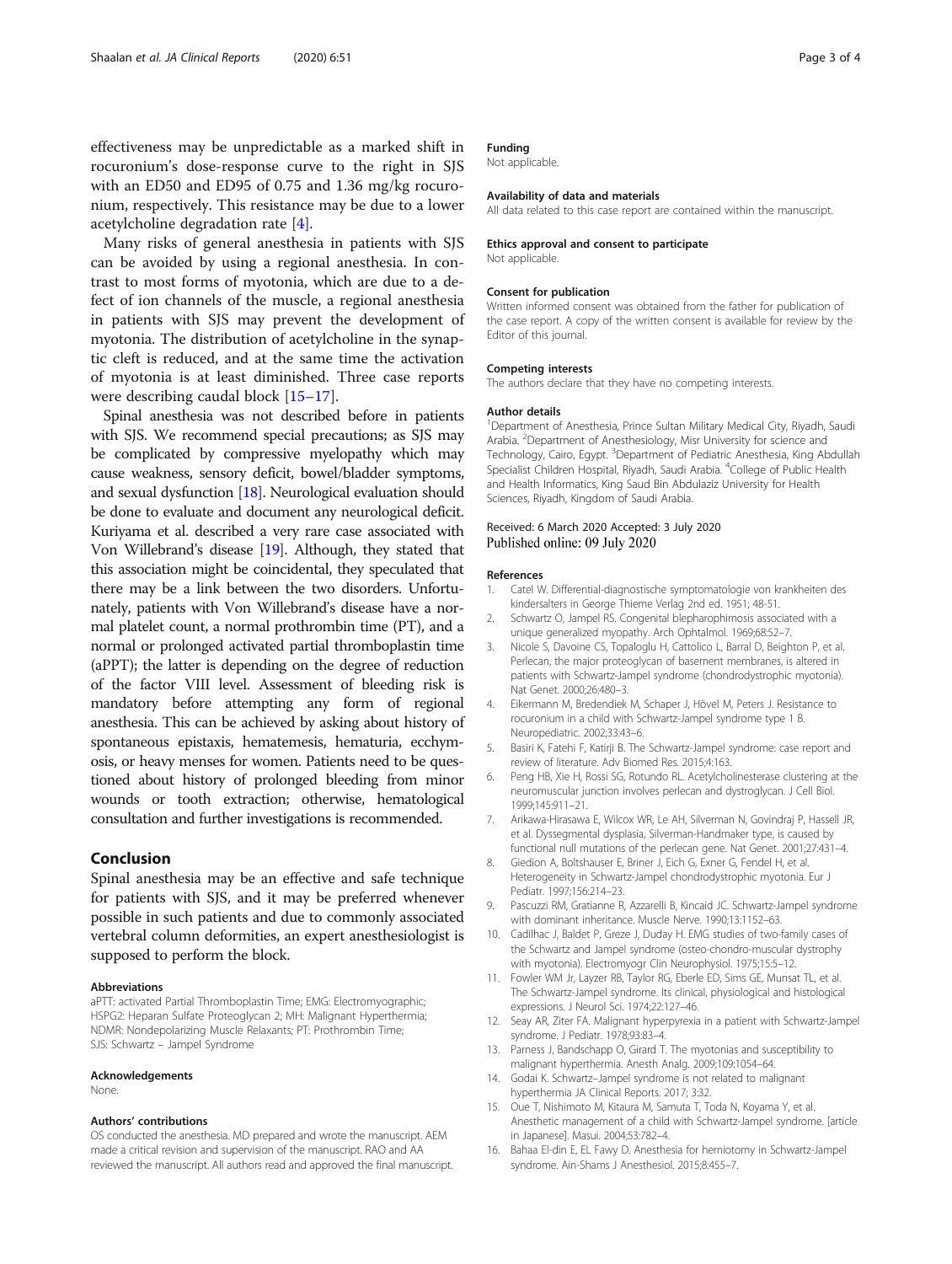effectiveness may be unpredictable as a marked shift in rocuronium's dose-response curve to the right in SJS with an ED50 and ED95 of 0.75 and 1.36 mg/kg rocuronium, respectively. This resistance may be due to a lower acetylcholine degradation rate [4].

Many risks of general anesthesia in patients with SJS can be avoided by using a regional anesthesia. In contrast to most forms of myotonia, which are due to a defect of ion channels of the muscle, a regional anesthesia in patients with SJS may prevent the development of myotonia. The distribution of acetylcholine in the synaptic cleft is reduced, and at the same time the activation of myotonia is at least diminished. Three case reports were describing caudal block [15–17].

Spinal anesthesia was not described before in patients with SJS. We recommend special precautions; as SJS may be complicated by compressive myelopathy which may cause weakness, sensory deficit, bowel/bladder symptoms, and sexual dysfunction [18]. Neurological evaluation should be done to evaluate and document any neurological deficit. Kuriyama et al. described a very rare case associated with Von Willebrand's disease [19]. Although, they stated that this association might be coincidental, they speculated that there may be a link between the two disorders. Unfortunately, patients with Von Willebrand's disease have a normal platelet count, a normal prothrombin time (PT), and a normal or prolonged activated partial thromboplastin time (aPPT); the latter is depending on the degree of reduction of the factor VIII level. Assessment of bleeding risk is mandatory before attempting any form of regional anesthesia. This can be achieved by asking about history of spontaneous epistaxis, hematemesis, hematuria, ecchymosis, or heavy menses for women. Patients need to be questioned about history of prolonged bleeding from minor wounds or tooth extraction; otherwise, hematological consultation and further investigations is recommended.

## Conclusion

Spinal anesthesia may be an effective and safe technique for patients with SJS, and it may be preferred whenever possible in such patients and due to commonly associated vertebral column deformities, an expert anesthesiologist is supposed to perform the block.

#### Abbreviations

aPTT: activated Partial Thromboplastin Time; EMG: Electromyographic; HSPG2: Heparan Sulfate Proteoglycan 2; MH: Malignant Hyperthermia; NDMR: Nondepolarizing Muscle Relaxants; PT: Prothrombin Time; SJS: Schwartz – Jampel Syndrome

#### Acknowledgements

None.

#### Authors' contributions

OS conducted the anesthesia. MD prepared and wrote the manuscript. AEM made a critical revision and supervision of the manuscript. RAO and AA reviewed the manuscript. All authors read and approved the final manuscript.

#### Funding

Not applicable.

#### Availability of data and materials

All data related to this case report are contained within the manuscript.

#### Ethics approval and consent to participate

Not applicable.

#### Consent for publication

Written informed consent was obtained from the father for publication of the case report. A copy of the written consent is available for review by the Editor of this journal.

#### Competing interests

The authors declare that they have no competing interests.

#### Author details

[1]Department of Anesthesia, Prince Sultan Military Medical City, Riyadh, Saudi Arabia. [2]Department of Anesthesiology, Misr University for science and Technology, Cairo, Egypt. [3]Department of Pediatric Anesthesia, King Abdullah Specialist Children Hospital, Riyadh, Saudi Arabia. [4]College of Public Health and Health Informatics, King Saud Bin Abdulaziz University for Health Sciences, Riyadh, Kingdom of Saudi Arabia.

Received: 6 March 2020 Accepted: 3 July 2020
Published online: 09 July 2020

#### References

1. Catel W. Differential-diagnostische symptomatologie von krankheiten des kindersalters in George Thieme Verlag 2nd ed. 1951; 48-51.
2. Schwartz O, Jampel RS. Congenital blepharophimosis associated with a unique generalized myopathy. Arch Ophtalmol. 1969;68:52–7.
3. Nicole S, Davoine CS, Topaloglu H, Cattolico L, Barral D, Beighton P, et al. Perlecan, the major proteoglycan of basement membranes, is altered in patients with Schwartz-Jampel syndrome (chondrodystrophic myotonia). Nat Genet. 2000;26:480–3.
4. Eikermann M, Bredendiek M, Schaper J, Hövel M, Peters J. Resistance to rocuronium in a child with Schwartz-Jampel syndrome type 1 B. Neuropediatric. 2002;33:43–6.
5. Basiri K, Fatehi F, Katirji B. The Schwartz-Jampel syndrome: case report and review of literature. Adv Biomed Res. 2015;4:163.
6. Peng HB, Xie H, Rossi SG, Rotundo RL. Acetylcholinesterase clustering at the neuromuscular junction involves perlecan and dystroglycan. J Cell Biol. 1999;145:911–21.
7. Arikawa-Hirasawa E, Wilcox WR, Le AH, Silverman N, Govindraj P, Hassell JR, et al. Dyssegmental dysplasia, Silverman-Handmaker type, is caused by functional null mutations of the perlecan gene. Nat Genet. 2001;27:431–4.
8. Giedion A, Boltshauser E, Briner J, Eich G, Exner G, Fendel H, et al. Heterogeneity in Schwartz-Jampel chondrodystrophic myotonia. Eur J Pediatr. 1997;156:214–23.
9. Pascuzzi RM, Gratianne R, Azzarelli B, Kincaid JC. Schwartz-Jampel syndrome with dominant inheritance. Muscle Nerve. 1990;13:1152–63.
10. Cadilhac J, Baldet P, Greze J, Duday H. EMG studies of two-family cases of the Schwartz and Jampel syndrome (osteo-chondro-muscular dystrophy with myotonia). Electromyogr Clin Neurophysiol. 1975;15:5–12.
11. Fowler WM Jr, Layzer RB, Taylor RG, Eberle ED, Sims GE, Munsat TL, et al. The Schwartz-Jampel syndrome. Its clinical, physiological and histological expressions. J Neurol Sci. 1974;22:127–46.
12. Seay AR, Ziter FA. Malignant hyperpyrexia in a patient with Schwartz-Jampel syndrome. J Pediatr. 1978;93:83–4.
13. Parness J, Bandschapp O, Girard T. The myotonias and susceptibility to malignant hyperthermia. Anesth Analg. 2009;109:1054–64.
14. Godai K. Schwartz–Jampel syndrome is not related to malignant hyperthermia JA Clinical Reports. 2017; 3:32.
15. Oue T, Nishimoto M, Kitaura M, Samuta T, Toda N, Koyama Y, et al. Anesthetic management of a child with Schwartz-Jampel syndrome. [article in Japanese]. Masui. 2004;53:782–4.
16. Bahaa El-din E, EL Fawy D. Anesthesia for herniotomy in Schwartz-Jampel syndrome. Ain-Shams J Anesthesiol. 2015;8:455–7.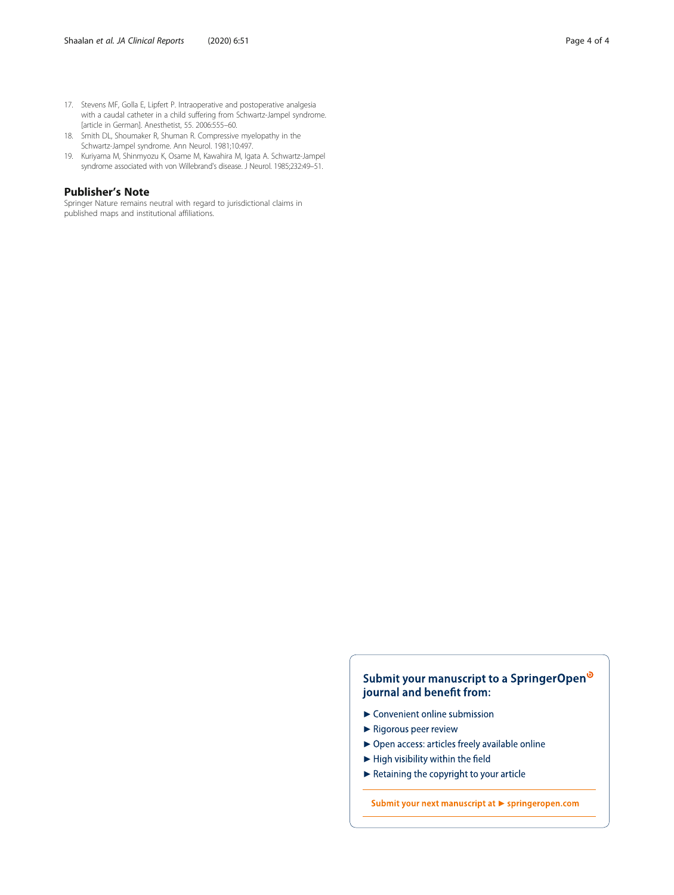17. Stevens MF, Golla E, Lipfert P. Intraoperative and postoperative analgesia with a caudal catheter in a child suffering from Schwartz-Jampel syndrome. [article in German]. Anesthetist, 55. 2006:555–60.
18. Smith DL, Shoumaker R, Shuman R. Compressive myelopathy in the Schwartz-Jampel syndrome. Ann Neurol. 1981;10:497.
19. Kuriyama M, Shinmyozu K, Osame M, Kawahira M, Igata A. Schwartz-Jampel syndrome associated with von Willebrand's disease. J Neurol. 1985;232:49–51.

## Publisher's Note

Springer Nature remains neutral with regard to jurisdictional claims in published maps and institutional affiliations.

**Submit your manuscript to a SpringerOpen journal and benefit from:**

- ► Convenient online submission
- ► Rigorous peer review
- ► Open access: articles freely available online
- ► High visibility within the field
- ► Retaining the copyright to your article

**Submit your next manuscript at ► springeropen.com**